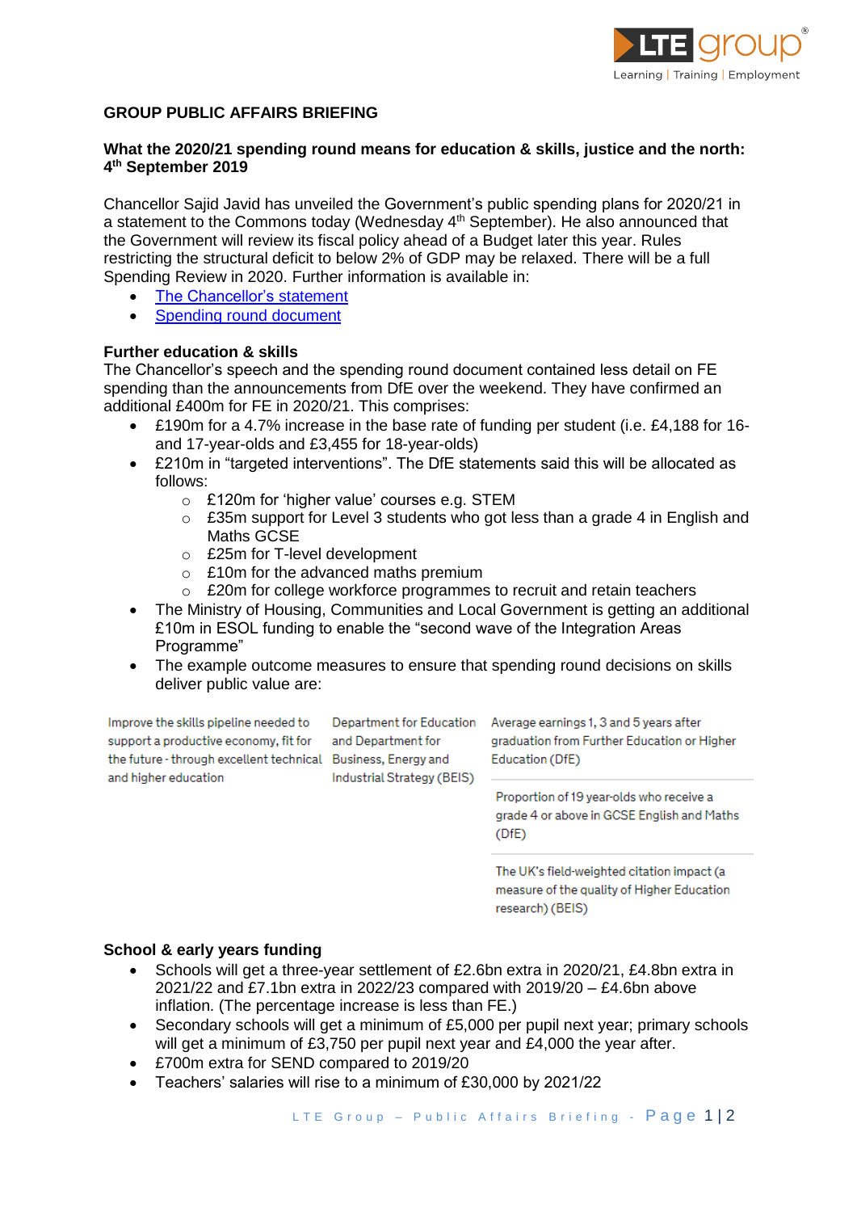**GROUP PUBLIC AFFAIRS BRIEFING**

**What the 2020/21 spending round means for education & skills, justice and the north: 4th September 2019**

Chancellor Sajid Javid has unveiled the Government's public spending plans for 2020/21 in a statement to the Commons today (Wednesday 4th September). He also announced that the Government will review its fiscal policy ahead of a Budget later this year. Rules restricting the structural deficit to below 2% of GDP may be relaxed. There will be a full Spending Review in 2020. Further information is available in:

- The Chancellor's statement
- Spending round document

**Further education & skills**

The Chancellor's speech and the spending round document contained less detail on FE spending than the announcements from DfE over the weekend. They have confirmed an additional £400m for FE in 2020/21. This comprises:

- £190m for a 4.7% increase in the base rate of funding per student (i.e. £4,188 for 16- and 17-year-olds and £3,455 for 18-year-olds)
- £210m in "targeted interventions". The DfE statements said this will be allocated as follows:
  - £120m for 'higher value' courses e.g. STEM
  - £35m support for Level 3 students who got less than a grade 4 in English and Maths GCSE
  - £25m for T-level development
  - £10m for the advanced maths premium
  - £20m for college workforce programmes to recruit and retain teachers
- The Ministry of Housing, Communities and Local Government is getting an additional £10m in ESOL funding to enable the "second wave of the Integration Areas Programme"
- The example outcome measures to ensure that spending round decisions on skills deliver public value are:

| | | |
|---|---|---|
| Improve the skills pipeline needed to support a productive economy, fit for the future - through excellent technical and higher education | Department for Education and Department for Business, Energy and Industrial Strategy (BEIS) | Average earnings 1, 3 and 5 years after graduation from Further Education or Higher Education (DfE) |
| | | Proportion of 19 year-olds who receive a grade 4 or above in GCSE English and Maths (DfE) |
| | | The UK's field-weighted citation impact (a measure of the quality of Higher Education research) (BEIS) |

**School & early years funding**

- Schools will get a three-year settlement of £2.6bn extra in 2020/21, £4.8bn extra in 2021/22 and £7.1bn extra in 2022/23 compared with 2019/20 – £4.6bn above inflation. (The percentage increase is less than FE.)
- Secondary schools will get a minimum of £5,000 per pupil next year; primary schools will get a minimum of £3,750 per pupil next year and £4,000 the year after.
- £700m extra for SEND compared to 2019/20
- Teachers' salaries will rise to a minimum of £30,000 by 2021/22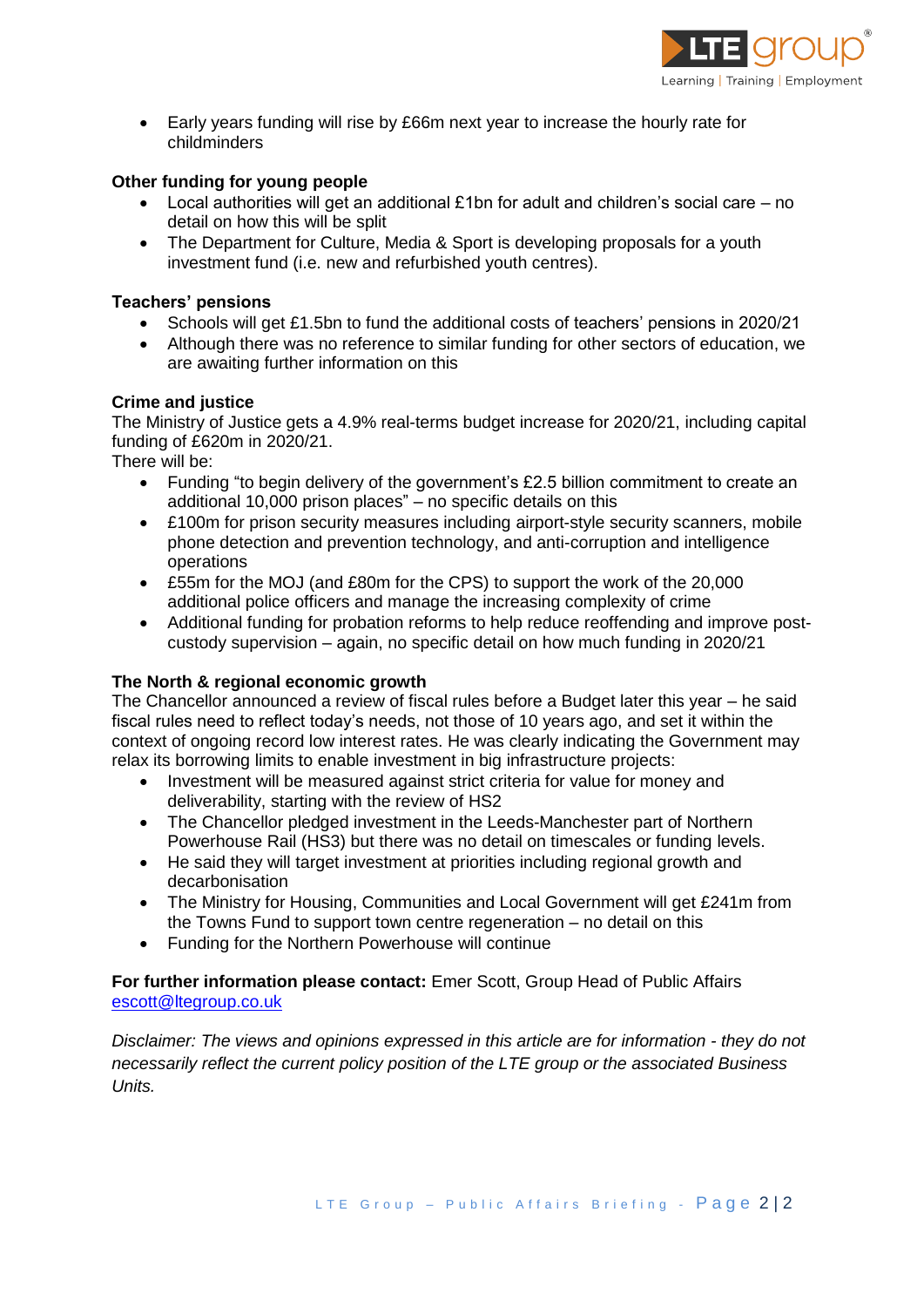- Early years funding will rise by £66m next year to increase the hourly rate for childminders

**Other funding for young people**

- Local authorities will get an additional £1bn for adult and children's social care – no detail on how this will be split
- The Department for Culture, Media & Sport is developing proposals for a youth investment fund (i.e. new and refurbished youth centres).

**Teachers' pensions**

- Schools will get £1.5bn to fund the additional costs of teachers' pensions in 2020/21
- Although there was no reference to similar funding for other sectors of education, we are awaiting further information on this

**Crime and justice**

The Ministry of Justice gets a 4.9% real-terms budget increase for 2020/21, including capital funding of £620m in 2020/21.
There will be:

- Funding "to begin delivery of the government's £2.5 billion commitment to create an additional 10,000 prison places" – no specific details on this
- £100m for prison security measures including airport-style security scanners, mobile phone detection and prevention technology, and anti-corruption and intelligence operations
- £55m for the MOJ (and £80m for the CPS) to support the work of the 20,000 additional police officers and manage the increasing complexity of crime
- Additional funding for probation reforms to help reduce reoffending and improve post-custody supervision – again, no specific detail on how much funding in 2020/21

**The North & regional economic growth**

The Chancellor announced a review of fiscal rules before a Budget later this year – he said fiscal rules need to reflect today's needs, not those of 10 years ago, and set it within the context of ongoing record low interest rates. He was clearly indicating the Government may relax its borrowing limits to enable investment in big infrastructure projects:

- Investment will be measured against strict criteria for value for money and deliverability, starting with the review of HS2
- The Chancellor pledged investment in the Leeds-Manchester part of Northern Powerhouse Rail (HS3) but there was no detail on timescales or funding levels.
- He said they will target investment at priorities including regional growth and decarbonisation
- The Ministry for Housing, Communities and Local Government will get £241m from the Towns Fund to support town centre regeneration – no detail on this
- Funding for the Northern Powerhouse will continue

**For further information please contact:** Emer Scott, Group Head of Public Affairs
escott@ltegroup.co.uk

*Disclaimer: The views and opinions expressed in this article are for information - they do not necessarily reflect the current policy position of the LTE group or the associated Business Units.*